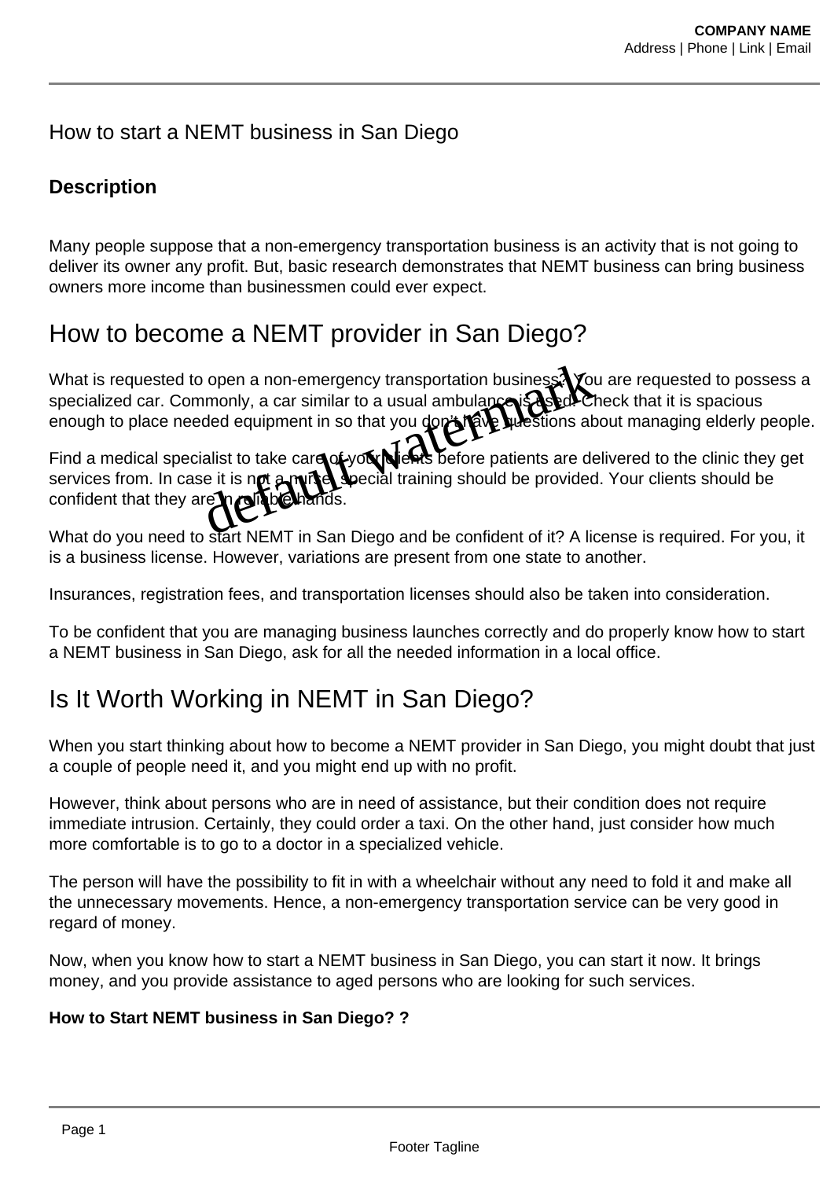# How to start a NEMT business in San Diego

**Description**

Many people suppose that a non-emergency transportation business is an activity that is not going to deliver its owner any profit. But, basic research demonstrates that NEMT business can bring business owners more income than businessmen could ever expect.

## How to become a NEMT provider in San Diego?

What is requested to open a non-emergency transportation business? You are requested to possess a specialized car. Commonly, a car similar to a usual ambulance is used. Check that it is spacious enough to place needed equipment in so that you don't have questions about managing elderly people.

Find a medical specialist to take care of your clients before patients are delivered to the clinic they get services from. In case it is not a nurse, special training should be provided. Your clients should be confident that they are in reliable hands.

What do you need to start NEMT in San Diego and be confident of it? A license is required. For you, it is a business license. However, variations are present from one state to another.

Insurances, registration fees, and transportation licenses should also be taken into consideration.

To be confident that you are managing business launches correctly and do properly know how to start a NEMT business in San Diego, ask for all the needed information in a local office.

## Is It Worth Working in NEMT in San Diego?

When you start thinking about how to become a NEMT provider in San Diego, you might doubt that just a couple of people need it, and you might end up with no profit.

However, think about persons who are in need of assistance, but their condition does not require immediate intrusion. Certainly, they could order a taxi. On the other hand, just consider how much more comfortable is to go to a doctor in a specialized vehicle.

The person will have the possibility to fit in with a wheelchair without any need to fold it and make all the unnecessary movements. Hence, a non-emergency transportation service can be very good in regard of money.

Now, when you know how to start a NEMT business in San Diego, you can start it now. It brings money, and you provide assistance to aged persons who are looking for such services.

**How to Start NEMT business in San Diego? ?**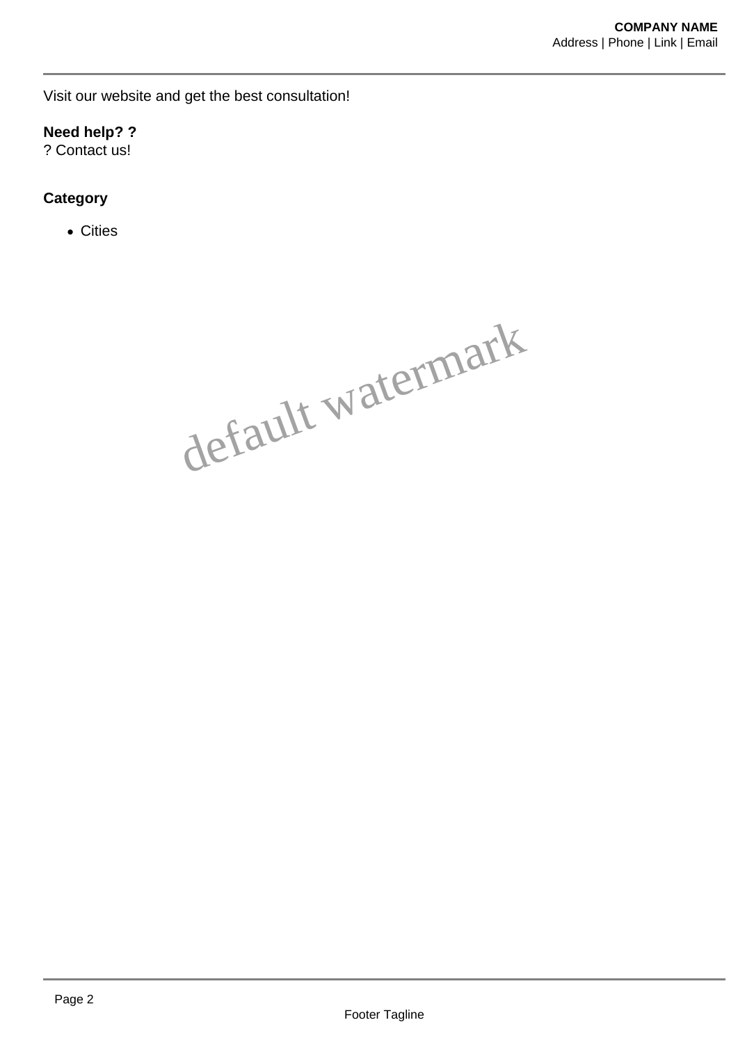Visit our website and get the best consultation!

**Need help? ?**
? Contact us!

**Category**

- Cities